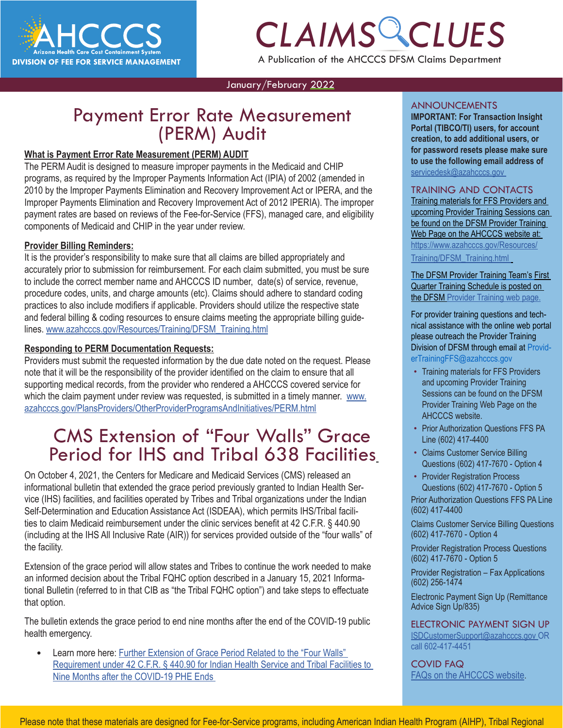# AHCCCS

Arizona Health Care Cost Containment System

DIVISION OF FEE FOR SERVICE MANAGEMENT

# CLAIMS CLUES

A Publication of the AHCCCS DFSM Claims Department

January/February 2022

## Payment Error Rate Measurement (PERM) Audit

**What is Payment Error Rate Measurement (PERM) AUDIT**

The PERM Audit is designed to measure improper payments in the Medicaid and CHIP programs, as required by the Improper Payments Information Act (IPIA) of 2002 (amended in 2010 by the Improper Payments Elimination and Recovery Improvement Act or IPERA, and the Improper Payments Elimination and Recovery Improvement Act of 2012 IPERIA). The improper payment rates are based on reviews of the Fee-for-Service (FFS), managed care, and eligibility components of Medicaid and CHIP in the year under review.

**Provider Billing Reminders:**

It is the provider's responsibility to make sure that all claims are billed appropriately and accurately prior to submission for reimbursement. For each claim submitted, you must be sure to include the correct member name and AHCCCS ID number, date(s) of service, revenue, procedure codes, units, and charge amounts (etc). Claims should adhere to standard coding practices to also include modifiers if applicable. Providers should utilize the respective state and federal billing & coding resources to ensure claims meeting the appropriate billing guidelines. www.azahcccs.gov/Resources/Training/DFSM_Training.html

**Responding to PERM Documentation Requests:**

Providers must submit the requested information by the due date noted on the request. Please note that it will be the responsibility of the provider identified on the claim to ensure that all supporting medical records, from the provider who rendered a AHCCCS covered service for which the claim payment under review was requested, is submitted in a timely manner. www.azahcccs.gov/PlansProviders/OtherProviderProgramsAndInitiatives/PERM.html

## CMS Extension of "Four Walls" Grace Period for IHS and Tribal 638 Facilities

On October 4, 2021, the Centers for Medicare and Medicaid Services (CMS) released an informational bulletin that extended the grace period previously granted to Indian Health Service (IHS) facilities, and facilities operated by Tribes and Tribal organizations under the Indian Self-Determination and Education Assistance Act (ISDEAA), which permits IHS/Tribal facilities to claim Medicaid reimbursement under the clinic services benefit at 42 C.F.R. § 440.90 (including at the IHS All Inclusive Rate (AIR)) for services provided outside of the "four walls" of the facility.

Extension of the grace period will allow states and Tribes to continue the work needed to make an informed decision about the Tribal FQHC option described in a January 15, 2021 Informational Bulletin (referred to in that CIB as "the Tribal FQHC option") and take steps to effectuate that option.

The bulletin extends the grace period to end nine months after the end of the COVID-19 public health emergency.

- Learn more here: Further Extension of Grace Period Related to the "Four Walls" Requirement under 42 C.F.R. § 440.90 for Indian Health Service and Tribal Facilities to Nine Months after the COVID-19 PHE Ends

### ANNOUNCEMENTS

**IMPORTANT: For Transaction Insight Portal (TIBCO/TI) users, for account creation, to add additional users, or for password resets please make sure to use the following email address of** servicedesk@azahcccs.gov

### TRAINING AND CONTACTS

Training materials for FFS Providers and upcoming Provider Training Sessions can be found on the DFSM Provider Training Web Page on the AHCCCS website at: https://www.azahcccs.gov/Resources/Training/DFSM_Training.html

The DFSM Provider Training Team's First Quarter Training Schedule is posted on the DFSM Provider Training web page.

For provider training questions and technical assistance with the online web portal please outreach the Provider Training Division of DFSM through email at ProviderTrainingFFS@azahcccs.gov

- Training materials for FFS Providers and upcoming Provider Training Sessions can be found on the DFSM Provider Training Web Page on the AHCCCS website.
- Prior Authorization Questions FFS PA Line (602) 417-4400
- Claims Customer Service Billing Questions (602) 417-7670 - Option 4
- Provider Registration Process Questions (602) 417-7670 - Option 5

Prior Authorization Questions FFS PA Line (602) 417-4400

Claims Customer Service Billing Questions (602) 417-7670 - Option 4

Provider Registration Process Questions (602) 417-7670 - Option 5

Provider Registration – Fax Applications (602) 256-1474

Electronic Payment Sign Up (Remittance Advice Sign Up/835)

### ELECTRONIC PAYMENT SIGN UP

ISDCustomerSupport@azahcccs.gov OR call 602-417-4451

### COVID FAQ

FAQs on the AHCCCS website.

Please note that these materials are designed for Fee-for-Service programs, including American Indian Health Program (AIHP), Tribal Regional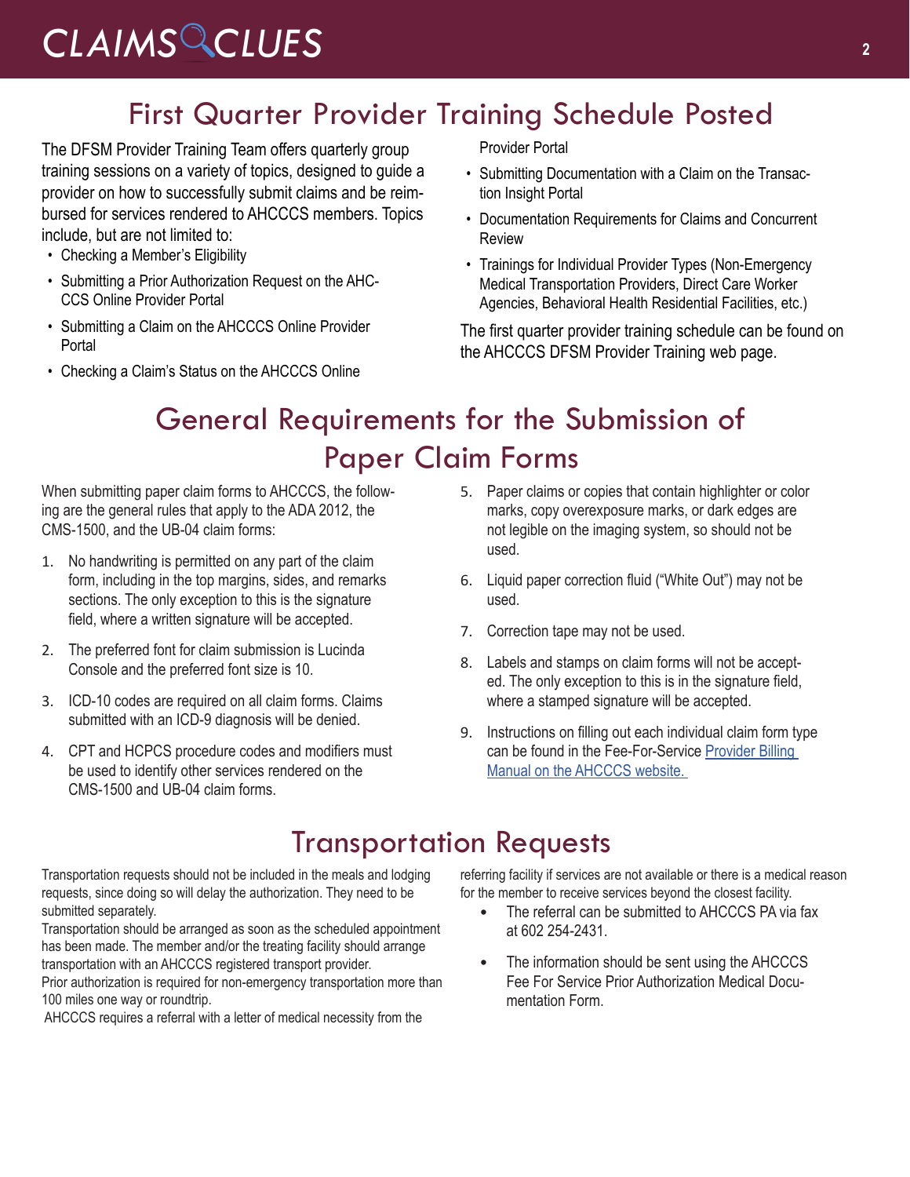## First Quarter Provider Training Schedule Posted

The DFSM Provider Training Team offers quarterly group training sessions on a variety of topics, designed to guide a provider on how to successfully submit claims and be reimbursed for services rendered to AHCCCS members. Topics include, but are not limited to:

- Checking a Member's Eligibility
- Submitting a Prior Authorization Request on the AHCCCS Online Provider Portal
- Submitting a Claim on the AHCCCS Online Provider Portal
- Checking a Claim's Status on the AHCCCS Online Provider Portal
- Submitting Documentation with a Claim on the Transaction Insight Portal
- Documentation Requirements for Claims and Concurrent Review
- Trainings for Individual Provider Types (Non-Emergency Medical Transportation Providers, Direct Care Worker Agencies, Behavioral Health Residential Facilities, etc.)

The first quarter provider training schedule can be found on the AHCCCS DFSM Provider Training web page.

## General Requirements for the Submission of Paper Claim Forms

When submitting paper claim forms to AHCCCS, the following are the general rules that apply to the ADA 2012, the CMS-1500, and the UB-04 claim forms:

1. No handwriting is permitted on any part of the claim form, including in the top margins, sides, and remarks sections. The only exception to this is the signature field, where a written signature will be accepted.
2. The preferred font for claim submission is Lucinda Console and the preferred font size is 10.
3. ICD-10 codes are required on all claim forms. Claims submitted with an ICD-9 diagnosis will be denied.
4. CPT and HCPCS procedure codes and modifiers must be used to identify other services rendered on the CMS-1500 and UB-04 claim forms.
5. Paper claims or copies that contain highlighter or color marks, copy overexposure marks, or dark edges are not legible on the imaging system, so should not be used.
6. Liquid paper correction fluid ("White Out") may not be used.
7. Correction tape may not be used.
8. Labels and stamps on claim forms will not be accepted. The only exception to this is in the signature field, where a stamped signature will be accepted.
9. Instructions on filling out each individual claim form type can be found in the Fee-For-Service Provider Billing Manual on the AHCCCS website.

## Transportation Requests

Transportation requests should not be included in the meals and lodging requests, since doing so will delay the authorization. They need to be submitted separately.

Transportation should be arranged as soon as the scheduled appointment has been made. The member and/or the treating facility should arrange transportation with an AHCCCS registered transport provider.

Prior authorization is required for non-emergency transportation more than 100 miles one way or roundtrip.

AHCCCS requires a referral with a letter of medical necessity from the referring facility if services are not available or there is a medical reason for the member to receive services beyond the closest facility.

- The referral can be submitted to AHCCCS PA via fax at 602 254-2431.
- The information should be sent using the AHCCCS Fee For Service Prior Authorization Medical Documentation Form.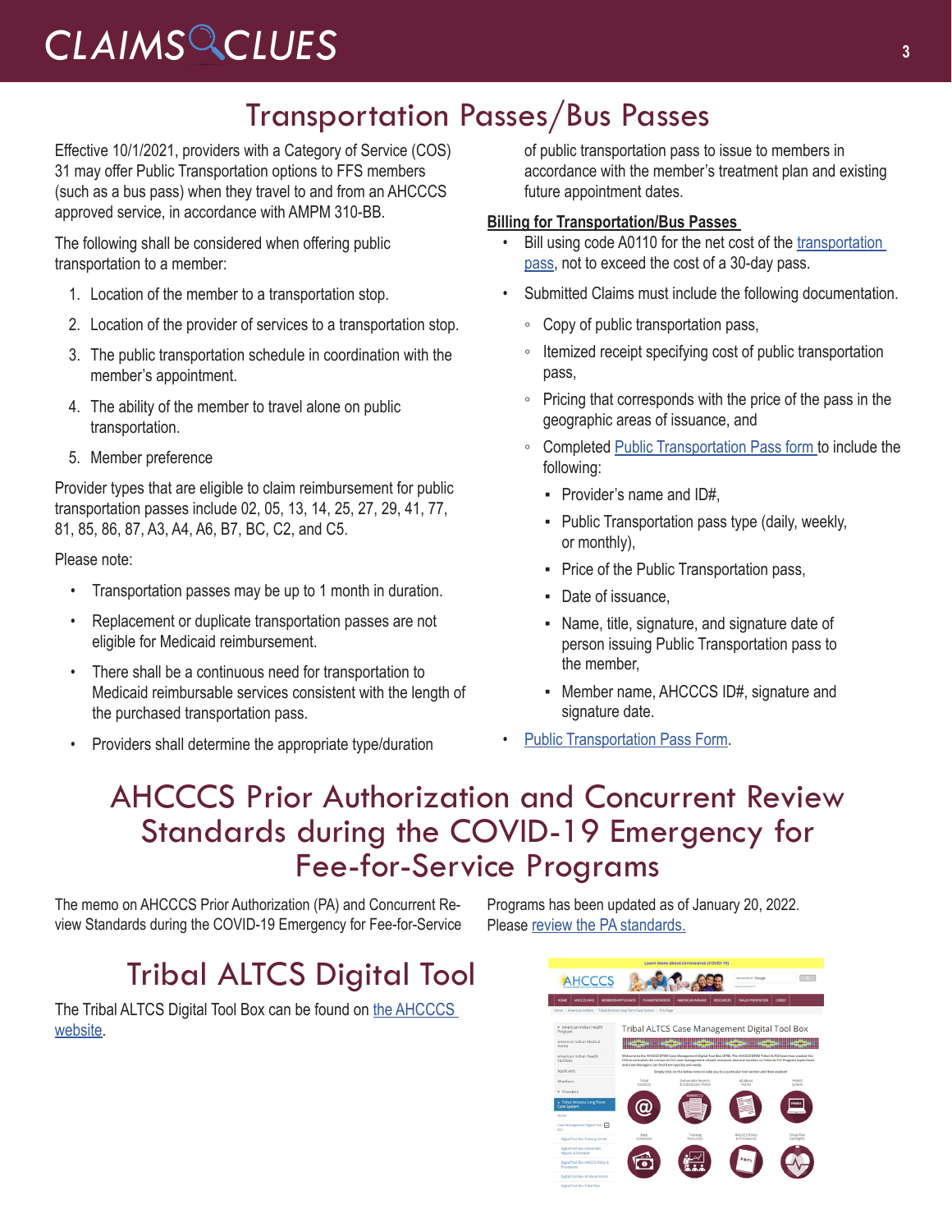# Transportation Passes/Bus Passes

Effective 10/1/2021, providers with a Category of Service (COS) 31 may offer Public Transportation options to FFS members (such as a bus pass) when they travel to and from an AHCCCS approved service, in accordance with AMPM 310-BB.

The following shall be considered when offering public transportation to a member:

1. Location of the member to a transportation stop.
2. Location of the provider of services to a transportation stop.
3. The public transportation schedule in coordination with the member's appointment.
4. The ability of the member to travel alone on public transportation.
5. Member preference

Provider types that are eligible to claim reimbursement for public transportation passes include 02, 05, 13, 14, 25, 27, 29, 41, 77, 81, 85, 86, 87, A3, A4, A6, B7, BC, C2, and C5.

Please note:

- Transportation passes may be up to 1 month in duration.
- Replacement or duplicate transportation passes are not eligible for Medicaid reimbursement.
- There shall be a continuous need for transportation to Medicaid reimbursable services consistent with the length of the purchased transportation pass.
- Providers shall determine the appropriate type/duration of public transportation pass to issue to members in accordance with the member's treatment plan and existing future appointment dates.

**Billing for Transportation/Bus Passes**

- Bill using code A0110 for the net cost of the transportation pass, not to exceed the cost of a 30-day pass.
- Submitted Claims must include the following documentation.
  - Copy of public transportation pass,
  - Itemized receipt specifying cost of public transportation pass,
  - Pricing that corresponds with the price of the pass in the geographic areas of issuance, and
  - Completed Public Transportation Pass form to include the following:
    - Provider's name and ID#,
    - Public Transportation pass type (daily, weekly, or monthly),
    - Price of the Public Transportation pass,
    - Date of issuance,
    - Name, title, signature, and signature date of person issuing Public Transportation pass to the member,
    - Member name, AHCCCS ID#, signature and signature date.
- Public Transportation Pass Form.

# AHCCCS Prior Authorization and Concurrent Review Standards during the COVID-19 Emergency for Fee-for-Service Programs

The memo on AHCCCS Prior Authorization (PA) and Concurrent Review Standards during the COVID-19 Emergency for Fee-for-Service Programs has been updated as of January 20, 2022. Please review the PA standards.

# Tribal ALTCS Digital Tool

The Tribal ALTCS Digital Tool Box can be found on the AHCCCS website.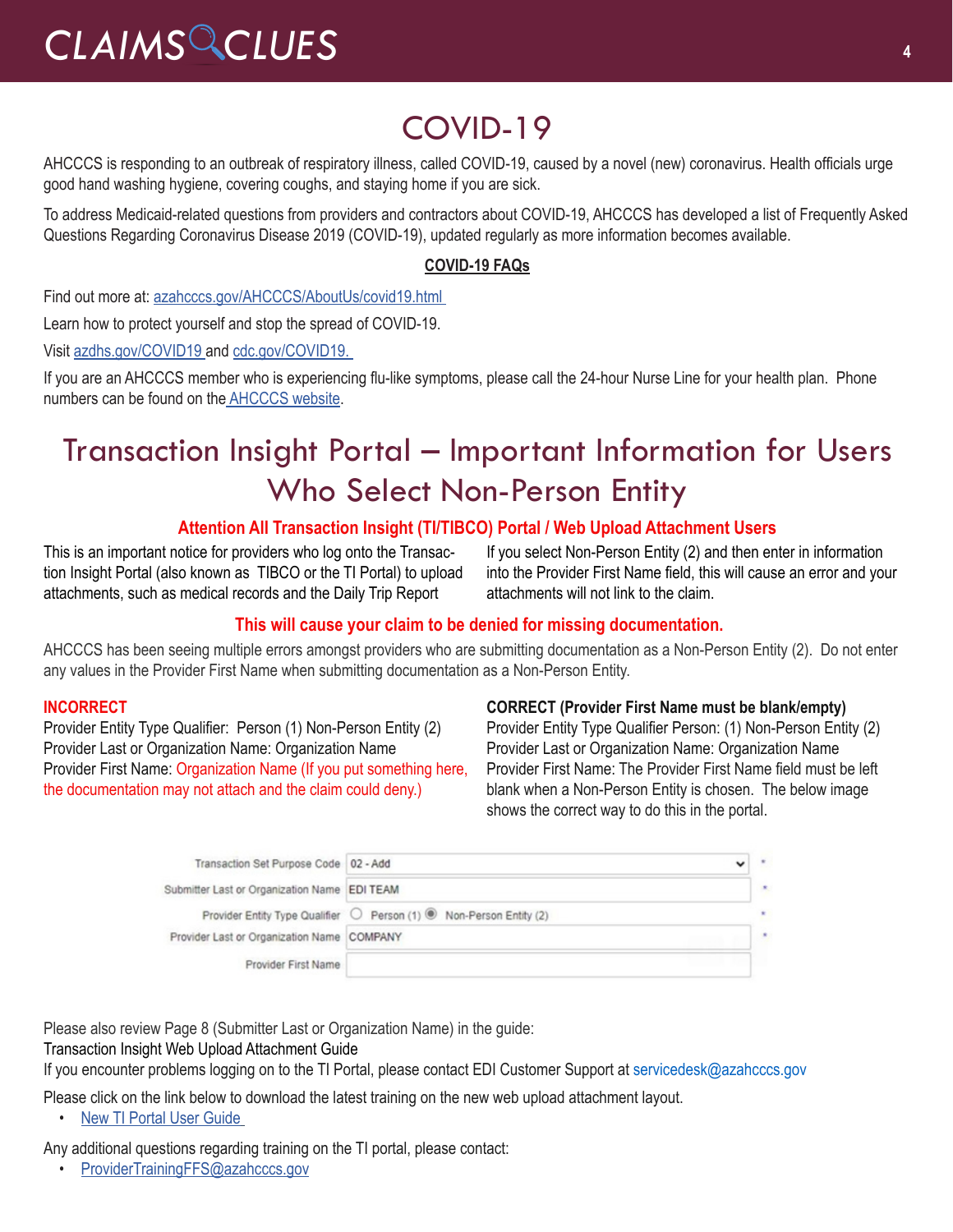// Content missing - investigate
# COVID-19

AHCCCS is responding to an outbreak of respiratory illness, called COVID-19, caused by a novel (new) coronavirus. Health officials urge good hand washing hygiene, covering coughs, and staying home if you are sick.

To address Medicaid-related questions from providers and contractors about COVID-19, AHCCCS has developed a list of Frequently Asked Questions Regarding Coronavirus Disease 2019 (COVID-19), updated regularly as more information becomes available.

**COVID-19 FAQs**

Find out more at: azahcccs.gov/AHCCCS/AboutUs/covid19.html

Learn how to protect yourself and stop the spread of COVID-19.

Visit azdhs.gov/COVID19 and cdc.gov/COVID19.

If you are an AHCCCS member who is experiencing flu-like symptoms, please call the 24-hour Nurse Line for your health plan. Phone numbers can be found on the AHCCCS website.

# Transaction Insight Portal – Important Information for Users Who Select Non-Person Entity

**Attention All Transaction Insight (TI/TIBCO) Portal / Web Upload Attachment Users**

This is an important notice for providers who log onto the Transaction Insight Portal (also known as TIBCO or the TI Portal) to upload attachments, such as medical records and the Daily Trip Report

If you select Non-Person Entity (2) and then enter in information into the Provider First Name field, this will cause an error and your attachments will not link to the claim.

**This will cause your claim to be denied for missing documentation.**

AHCCCS has been seeing multiple errors amongst providers who are submitting documentation as a Non-Person Entity (2). Do not enter any values in the Provider First Name when submitting documentation as a Non-Person Entity.

**INCORRECT**
Provider Entity Type Qualifier: Person (1) Non-Person Entity (2)
Provider Last or Organization Name: Organization Name
Provider First Name: Organization Name (If you put something here, the documentation may not attach and the claim could deny.)

**CORRECT (Provider First Name must be blank/empty)**
Provider Entity Type Qualifier Person: (1) Non-Person Entity (2)
Provider Last or Organization Name: Organization Name
Provider First Name: The Provider First Name field must be left blank when a Non-Person Entity is chosen. The below image shows the correct way to do this in the portal.

| Field | Value |
| --- | --- |
| Transaction Set Purpose Code | 02 - Add |
| Submitter Last or Organization Name | EDI TEAM |
| Provider Entity Type Qualifier | ○ Person (1) ◉ Non-Person Entity (2) |
| Provider Last or Organization Name | COMPANY |
| Provider First Name | |

Please also review Page 8 (Submitter Last or Organization Name) in the guide:
Transaction Insight Web Upload Attachment Guide
If you encounter problems logging on to the TI Portal, please contact EDI Customer Support at servicedesk@azahcccs.gov

Please click on the link below to download the latest training on the new web upload attachment layout.

- New TI Portal User Guide

Any additional questions regarding training on the TI portal, please contact:

- ProviderTrainingFFS@azahcccs.gov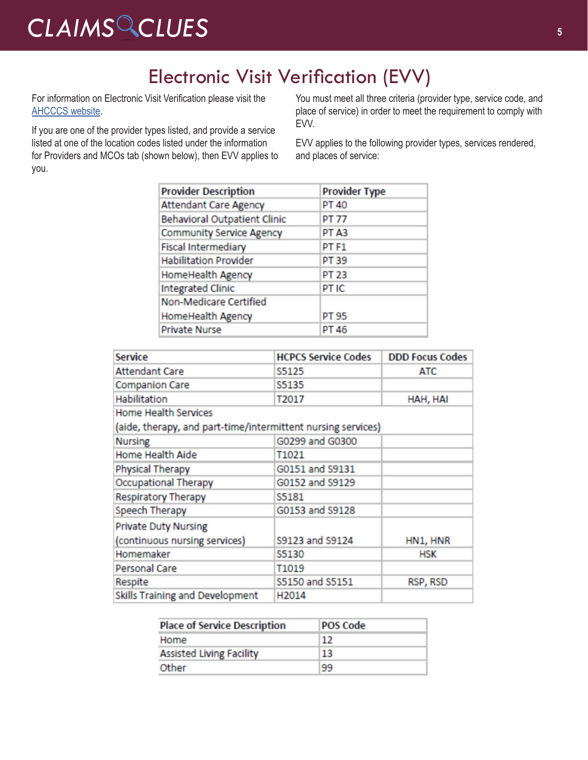# Electronic Visit Verification (EVV)

For information on Electronic Visit Verification please visit the [AHCCCS website](AHCCCS website).

If you are one of the provider types listed, and provide a service listed at one of the location codes listed under the information for Providers and MCOs tab (shown below), then EVV applies to you.

You must meet all three criteria (provider type, service code, and place of service) in order to meet the requirement to comply with EVV.

EVV applies to the following provider types, services rendered, and places of service:

| Provider Description | Provider Type |
|---|---|
| Attendant Care Agency | PT 40 |
| Behavioral Outpatient Clinic | PT 77 |
| Community Service Agency | PT A3 |
| Fiscal Intermediary | PT F1 |
| Habilitation Provider | PT 39 |
| HomeHealth Agency | PT 23 |
| Integrated Clinic | PT IC |
| Non-Medicare Certified HomeHealth Agency | PT 95 |
| Private Nurse | PT 46 |

| Service | HCPCS Service Codes | DDD Focus Codes |
|---|---|---|
| Attendant Care | S5125 | ATC |
| Companion Care | S5135 | |
| Habilitation | T2017 | HAH, HAI |
| Home Health Services (aide, therapy, and part-time/intermittent nursing services) | | |
| Nursing | G0299 and G0300 | |
| Home Health Aide | T1021 | |
| Physical Therapy | G0151 and S9131 | |
| Occupational Therapy | G0152 and S9129 | |
| Respiratory Therapy | S5181 | |
| Speech Therapy | G0153 and S9128 | |
| Private Duty Nursing (continuous nursing services) | S9123 and S9124 | HN1, HNR |
| Homemaker | S5130 | HSK |
| Personal Care | T1019 | |
| Respite | S5150 and S5151 | RSP, RSD |
| Skills Training and Development | H2014 | |

| Place of Service Description | POS Code |
|---|---|
| Home | 12 |
| Assisted Living Facility | 13 |
| Other | 99 |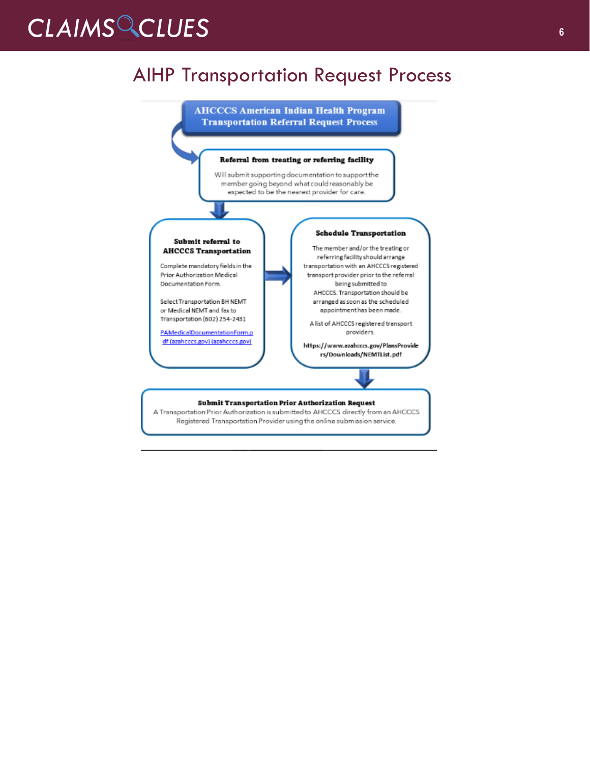# AIHP Transportation Request Process

## AHCCCS American Indian Health Program Transportation Referral Request Process

**Referral from treating or referring facility**

Will submit supporting documentation to support the member going beyond what could reasonably be expected to be the nearest provider for care.

**Submit referral to AHCCCS Transportation**

Complete mandatory fields in the Prior Authorization Medical Documentation Form.

Select Transportation BH NEMT or Medical NEMT and fax to Transportation (602) 254-2431

[PAMedicalDocumentationForm.pdf (azahcccs.gov) (azahcccs.gov)]

**Schedule Transportation**

The member and/or the treating or referring facility should arrange transportation with an AHCCCS registered transport provider prior to the referral being submitted to AHCCCS. Transportation should be arranged as soon as the scheduled appointment has been made.

A list of AHCCCS registered transport providers.

**https://www.azahcccs.gov/PlansProviders/Downloads/NEMTList.pdf**

**Submit Transportation Prior Authorization Request**

A Transportation Prior Authorization is submitted to AHCCCS directly from an AHCCCS Registered Transportation Provider using the online submission service.